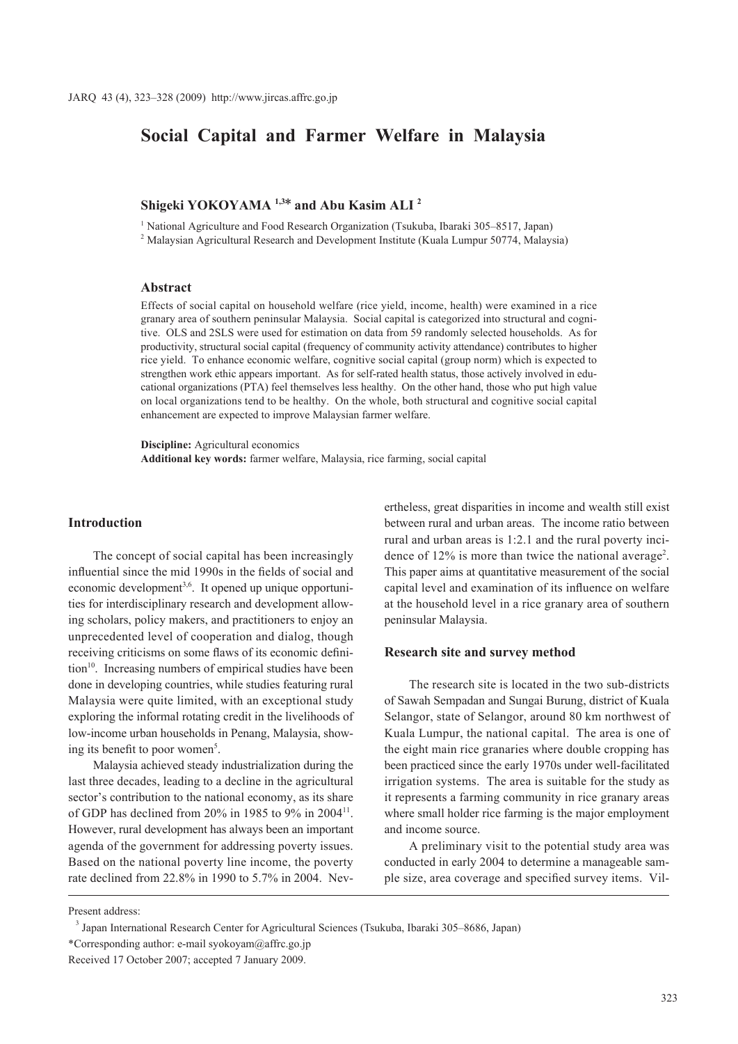# Social Capital and Farmer Welfare in Malaysia

**Shigeki YOKOYAMA [1,3]* and Abu Kasim ALI [2]**

[1] National Agriculture and Food Research Organization (Tsukuba, Ibaraki 305–8517, Japan)
[2] Malaysian Agricultural Research and Development Institute (Kuala Lumpur 50774, Malaysia)

### Abstract

Effects of social capital on household welfare (rice yield, income, health) were examined in a rice granary area of southern peninsular Malaysia. Social capital is categorized into structural and cognitive. OLS and 2SLS were used for estimation on data from 59 randomly selected households. As for productivity, structural social capital (frequency of community activity attendance) contributes to higher rice yield. To enhance economic welfare, cognitive social capital (group norm) which is expected to strengthen work ethic appears important. As for self-rated health status, those actively involved in educational organizations (PTA) feel themselves less healthy. On the other hand, those who put high value on local organizations tend to be healthy. On the whole, both structural and cognitive social capital enhancement are expected to improve Malaysian farmer welfare.

**Discipline:** Agricultural economics
**Additional key words:** farmer welfare, Malaysia, rice farming, social capital

## Introduction

The concept of social capital has been increasingly influential since the mid 1990s in the fields of social and economic development[3,6]. It opened up unique opportunities for interdisciplinary research and development allowing scholars, policy makers, and practitioners to enjoy an unprecedented level of cooperation and dialog, though receiving criticisms on some flaws of its economic definition[10]. Increasing numbers of empirical studies have been done in developing countries, while studies featuring rural Malaysia were quite limited, with an exceptional study exploring the informal rotating credit in the livelihoods of low-income urban households in Penang, Malaysia, showing its benefit to poor women[5].

Malaysia achieved steady industrialization during the last three decades, leading to a decline in the agricultural sector's contribution to the national economy, as its share of GDP has declined from 20% in 1985 to 9% in 2004[11]. However, rural development has always been an important agenda of the government for addressing poverty issues. Based on the national poverty line income, the poverty rate declined from 22.8% in 1990 to 5.7% in 2004. Nevertheless, great disparities in income and wealth still exist between rural and urban areas. The income ratio between rural and urban areas is 1:2.1 and the rural poverty incidence of 12% is more than twice the national average[2]. This paper aims at quantitative measurement of the social capital level and examination of its influence on welfare at the household level in a rice granary area of southern peninsular Malaysia.

## Research site and survey method

The research site is located in the two sub-districts of Sawah Sempadan and Sungai Burung, district of Kuala Selangor, state of Selangor, around 80 km northwest of Kuala Lumpur, the national capital. The area is one of the eight main rice granaries where double cropping has been practiced since the early 1970s under well-facilitated irrigation systems. The area is suitable for the study as it represents a farming community in rice granary areas where small holder rice farming is the major employment and income source.

A preliminary visit to the potential study area was conducted in early 2004 to determine a manageable sample size, area coverage and specified survey items. Vil-

---

Present address:
[3] Japan International Research Center for Agricultural Sciences (Tsukuba, Ibaraki 305–8686, Japan)
*Corresponding author: e-mail syokoyam@affrc.go.jp
Received 17 October 2007; accepted 7 January 2009.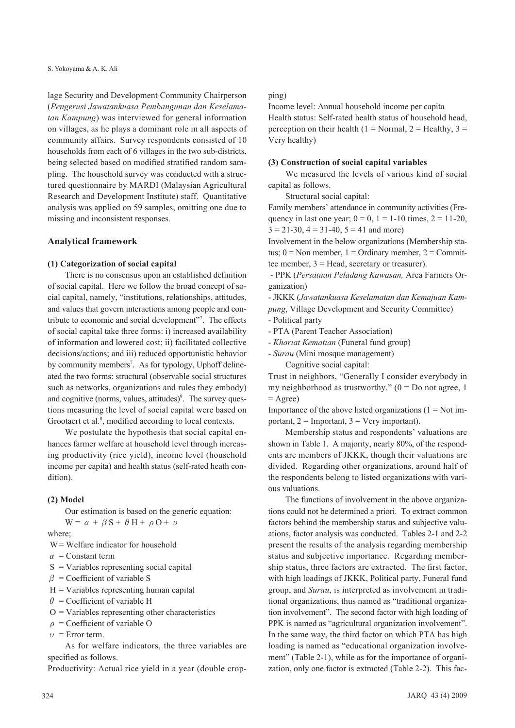lage Security and Development Community Chairperson (*Pengerusi Jawatankuasa Pembangunan dan Keselamatan Kampung*) was interviewed for general information on villages, as he plays a dominant role in all aspects of community affairs. Survey respondents consisted of 10 households from each of 6 villages in the two sub-districts, being selected based on modified stratified random sampling. The household survey was conducted with a structured questionnaire by MARDI (Malaysian Agricultural Research and Development Institute) staff. Quantitative analysis was applied on 59 samples, omitting one due to missing and inconsistent responses.

## Analytical framework

### (1) Categorization of social capital

There is no consensus upon an established definition of social capital. Here we follow the broad concept of social capital, namely, "institutions, relationships, attitudes, and values that govern interactions among people and contribute to economic and social development"[7]. The effects of social capital take three forms: i) increased availability of information and lowered cost; ii) facilitated collective decisions/actions; and iii) reduced opportunistic behavior by community members[7]. As for typology, Uphoff delineated the two forms: structural (observable social structures such as networks, organizations and rules they embody) and cognitive (norms, values, attitudes)[9]. The survey questions measuring the level of social capital were based on Grootaert et al.[8], modified according to local contexts.

We postulate the hypothesis that social capital enhances farmer welfare at household level through increasing productivity (rice yield), income level (household income per capita) and health status (self-rated heath condition).

### (2) Model

Our estimation is based on the generic equation:

$$W = \alpha + \beta S + \theta H + \rho O + \upsilon$$

where;

$W$ = Welfare indicator for household
$\alpha$ = Constant term
$S$ = Variables representing social capital
$\beta$ = Coefficient of variable S
$H$ = Variables representing human capital
$\theta$ = Coefficient of variable H
$O$ = Variables representing other characteristics
$\rho$ = Coefficient of variable O
$\upsilon$ = Error term.

As for welfare indicators, the three variables are specified as follows.

Productivity: Actual rice yield in a year (double cropping)
Income level: Annual household income per capita
Health status: Self-rated health status of household head, perception on their health (1 = Normal, 2 = Healthy, 3 = Very healthy)

### (3) Construction of social capital variables

We measured the levels of various kind of social capital as follows.

Structural social capital:

Family members' attendance in community activities (Frequency in last one year; 0 = 0, 1 = 1-10 times, 2 = 11-20, 3 = 21-30, 4 = 31-40, 5 = 41 and more)
Involvement in the below organizations (Membership status; 0 = Non member, 1 = Ordinary member, 2 = Committee member, 3 = Head, secretary or treasurer).

- PPK (*Persatuan Peladang Kawasan,* Area Farmers Organization)
- JKKK (*Jawatankuasa Keselamatan dan Kemajuan Kampung*, Village Development and Security Committee)
- Political party
- PTA (Parent Teacher Association)
- *Khariat Kematian* (Funeral fund group)
- *Surau* (Mini mosque management)

Cognitive social capital:

Trust in neighbors, "Generally I consider everybody in my neighborhood as trustworthy." (0 = Do not agree, 1 = Agree)
Importance of the above listed organizations (1 = Not important, 2 = Important, 3 = Very important).

Membership status and respondents' valuations are shown in Table 1. A majority, nearly 80%, of the respondents are members of JKKK, though their valuations are divided. Regarding other organizations, around half of the respondents belong to listed organizations with various valuations.

The functions of involvement in the above organizations could not be determined a priori. To extract common factors behind the membership status and subjective valuations, factor analysis was conducted. Tables 2-1 and 2-2 present the results of the analysis regarding membership status and subjective importance. Regarding membership status, three factors are extracted. The first factor, with high loadings of JKKK, Political party, Funeral fund group, and *Surau*, is interpreted as involvement in traditional organizations, thus named as "traditional organization involvement". The second factor with high loading of PPK is named as "agricultural organization involvement". In the same way, the third factor on which PTA has high loading is named as "educational organization involvement" (Table 2-1), while as for the importance of organization, only one factor is extracted (Table 2-2). This fac-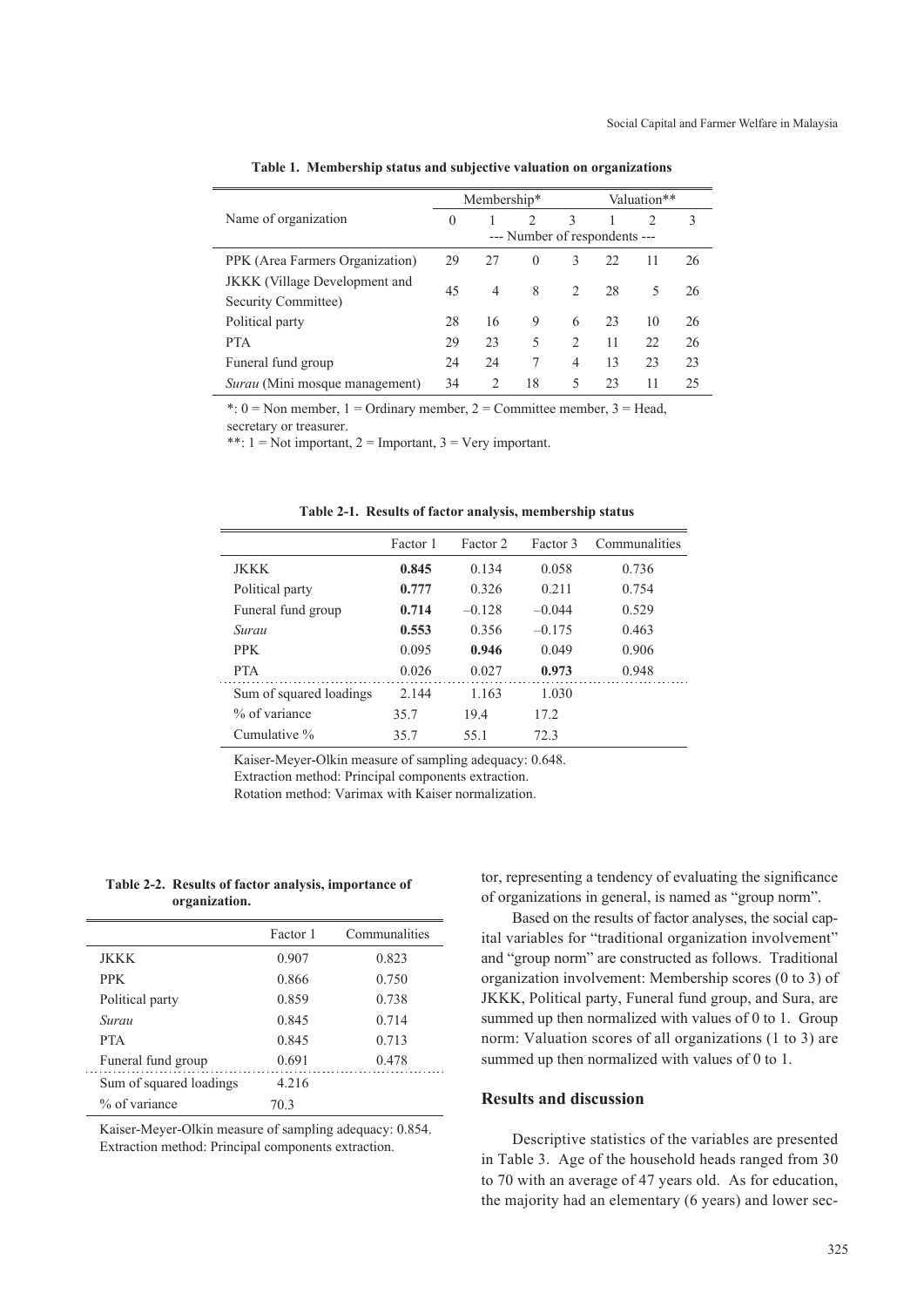**Table 1. Membership status and subjective valuation on organizations**

| Name of organization | Membership* | | | | Valuation** | | |
|---|---|---|---|---|---|---|---|
| | 0 | 1 | 2 | 3 | 1 | 2 | 3 |
| | --- Number of respondents --- | | | | | | |
| PPK (Area Farmers Organization) | 29 | 27 | 0 | 3 | 22 | 11 | 26 |
| JKKK (Village Development and Security Committee) | 45 | 4 | 8 | 2 | 28 | 5 | 26 |
| Political party | 28 | 16 | 9 | 6 | 23 | 10 | 26 |
| PTA | 29 | 23 | 5 | 2 | 11 | 22 | 26 |
| Funeral fund group | 24 | 24 | 7 | 4 | 13 | 23 | 23 |
| *Surau* (Mini mosque management) | 34 | 2 | 18 | 5 | 23 | 11 | 25 |

*: 0 = Non member, 1 = Ordinary member, 2 = Committee member, 3 = Head, secretary or treasurer.
**: 1 = Not important, 2 = Important, 3 = Very important.

**Table 2-1. Results of factor analysis, membership status**

| | Factor 1 | Factor 2 | Factor 3 | Communalities |
|---|---|---|---|---|
| JKKK | **0.845** | 0.134 | 0.058 | 0.736 |
| Political party | **0.777** | 0.326 | 0.211 | 0.754 |
| Funeral fund group | **0.714** | –0.128 | –0.044 | 0.529 |
| *Surau* | **0.553** | 0.356 | –0.175 | 0.463 |
| PPK | 0.095 | **0.946** | 0.049 | 0.906 |
| PTA | 0.026 | 0.027 | **0.973** | 0.948 |
| Sum of squared loadings | 2.144 | 1.163 | 1.030 | |
| % of variance | 35.7 | 19.4 | 17.2 | |
| Cumulative % | 35.7 | 55.1 | 72.3 | |

Kaiser-Meyer-Olkin measure of sampling adequacy: 0.648.
Extraction method: Principal components extraction.
Rotation method: Varimax with Kaiser normalization.

**Table 2-2. Results of factor analysis, importance of organization.**

| | Factor 1 | Communalities |
|---|---|---|
| JKKK | 0.907 | 0.823 |
| PPK | 0.866 | 0.750 |
| Political party | 0.859 | 0.738 |
| *Surau* | 0.845 | 0.714 |
| PTA | 0.845 | 0.713 |
| Funeral fund group | 0.691 | 0.478 |
| Sum of squared loadings | 4.216 | |
| % of variance | 70.3 | |

Kaiser-Meyer-Olkin measure of sampling adequacy: 0.854.
Extraction method: Principal components extraction.

tor, representing a tendency of evaluating the significance of organizations in general, is named as "group norm".

Based on the results of factor analyses, the social capital variables for "traditional organization involvement" and "group norm" are constructed as follows. Traditional organization involvement: Membership scores (0 to 3) of JKKK, Political party, Funeral fund group, and Sura, are summed up then normalized with values of 0 to 1. Group norm: Valuation scores of all organizations (1 to 3) are summed up then normalized with values of 0 to 1.

## Results and discussion

Descriptive statistics of the variables are presented in Table 3. Age of the household heads ranged from 30 to 70 with an average of 47 years old. As for education, the majority had an elementary (6 years) and lower sec-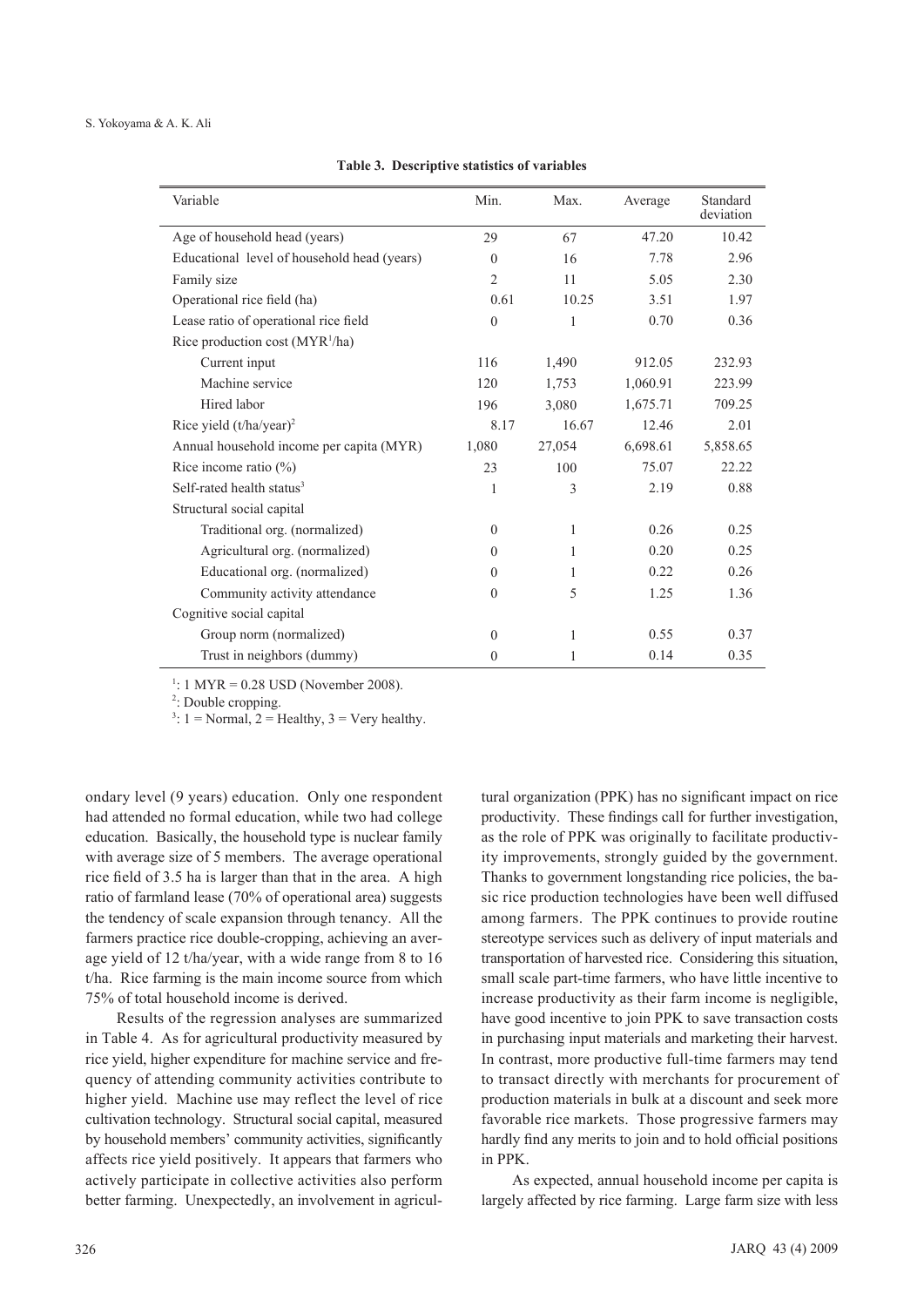**Table 3. Descriptive statistics of variables**

| Variable | Min. | Max. | Average | Standard deviation |
|---|---|---|---|---|
| Age of household head (years) | 29 | 67 | 47.20 | 10.42 |
| Educational level of household head (years) | 0 | 16 | 7.78 | 2.96 |
| Family size | 2 | 11 | 5.05 | 2.30 |
| Operational rice field (ha) | 0.61 | 10.25 | 3.51 | 1.97 |
| Lease ratio of operational rice field | 0 | 1 | 0.70 | 0.36 |
| Rice production cost (MYR[1]/ha) | | | | |
| Current input | 116 | 1,490 | 912.05 | 232.93 |
| Machine service | 120 | 1,753 | 1,060.91 | 223.99 |
| Hired labor | 196 | 3,080 | 1,675.71 | 709.25 |
| Rice yield (t/ha/year)[2] | 8.17 | 16.67 | 12.46 | 2.01 |
| Annual household income per capita (MYR) | 1,080 | 27,054 | 6,698.61 | 5,858.65 |
| Rice income ratio (%) | 23 | 100 | 75.07 | 22.22 |
| Self-rated health status[3] | 1 | 3 | 2.19 | 0.88 |
| Structural social capital | | | | |
| Traditional org. (normalized) | 0 | 1 | 0.26 | 0.25 |
| Agricultural org. (normalized) | 0 | 1 | 0.20 | 0.25 |
| Educational org. (normalized) | 0 | 1 | 0.22 | 0.26 |
| Community activity attendance | 0 | 5 | 1.25 | 1.36 |
| Cognitive social capital | | | | |
| Group norm (normalized) | 0 | 1 | 0.55 | 0.37 |
| Trust in neighbors (dummy) | 0 | 1 | 0.14 | 0.35 |

[1]: 1 MYR = 0.28 USD (November 2008).
[2]: Double cropping.
[3]: 1 = Normal, 2 = Healthy, 3 = Very healthy.

ondary level (9 years) education. Only one respondent had attended no formal education, while two had college education. Basically, the household type is nuclear family with average size of 5 members. The average operational rice field of 3.5 ha is larger than that in the area. A high ratio of farmland lease (70% of operational area) suggests the tendency of scale expansion through tenancy. All the farmers practice rice double-cropping, achieving an average yield of 12 t/ha/year, with a wide range from 8 to 16 t/ha. Rice farming is the main income source from which 75% of total household income is derived.

Results of the regression analyses are summarized in Table 4. As for agricultural productivity measured by rice yield, higher expenditure for machine service and frequency of attending community activities contribute to higher yield. Machine use may reflect the level of rice cultivation technology. Structural social capital, measured by household members' community activities, significantly affects rice yield positively. It appears that farmers who actively participate in collective activities also perform better farming. Unexpectedly, an involvement in agricultural organization (PPK) has no significant impact on rice productivity. These findings call for further investigation, as the role of PPK was originally to facilitate productivity improvements, strongly guided by the government. Thanks to government longstanding rice policies, the basic rice production technologies have been well diffused among farmers. The PPK continues to provide routine stereotype services such as delivery of input materials and transportation of harvested rice. Considering this situation, small scale part-time farmers, who have little incentive to increase productivity as their farm income is negligible, have good incentive to join PPK to save transaction costs in purchasing input materials and marketing their harvest. In contrast, more productive full-time farmers may tend to transact directly with merchants for procurement of production materials in bulk at a discount and seek more favorable rice markets. Those progressive farmers may hardly find any merits to join and to hold official positions in PPK.

As expected, annual household income per capita is largely affected by rice farming. Large farm size with less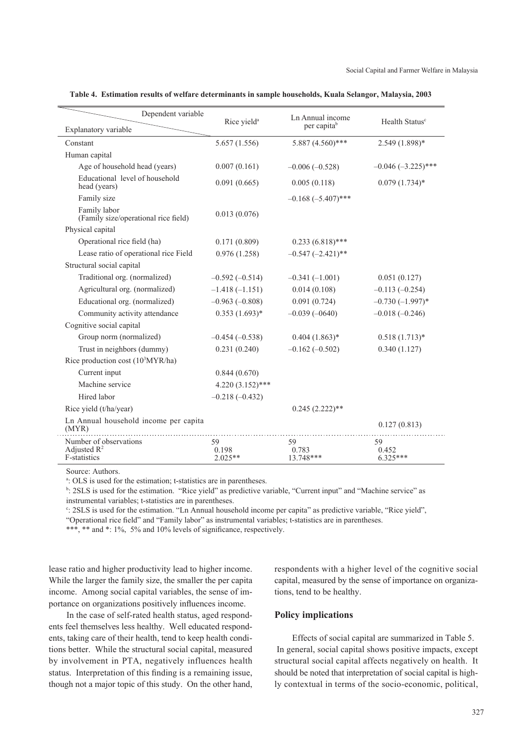**Table 4. Estimation results of welfare determinants in sample households, Kuala Selangor, Malaysia, 2003**

| Explanatory variable \ Dependent variable | Rice yield[a] | Ln Annual income per capita[b] | Health Status[c] |
|---|---|---|---|
| Constant | 5.657 (1.556) | 5.887 (4.560)*** | 2.549 (1.898)* |
| Human capital | | | |
| Age of household head (years) | 0.007 (0.161) | –0.006 (–0.528) | –0.046 (–3.225)*** |
| Educational level of household head (years) | 0.091 (0.665) | 0.005 (0.118) | 0.079 (1.734)* |
| Family size | | –0.168 (–5.407)*** | |
| Family labor (Family size/operational rice field) | 0.013 (0.076) | | |
| Physical capital | | | |
| Operational rice field (ha) | 0.171 (0.809) | 0.233 (6.818)*** | |
| Lease ratio of operational rice Field | 0.976 (1.258) | –0.547 (–2.421)** | |
| Structural social capital | | | |
| Traditional org. (normalized) | –0.592 (–0.514) | –0.341 (–1.001) | 0.051 (0.127) |
| Agricultural org. (normalized) | –1.418 (–1.151) | 0.014 (0.108) | –0.113 (–0.254) |
| Educational org. (normalized) | –0.963 (–0.808) | 0.091 (0.724) | –0.730 (–1.997)* |
| Community activity attendance | 0.353 (1.693)* | –0.039 (–0640) | –0.018 (–0.246) |
| Cognitive social capital | | | |
| Group norm (normalized) | –0.454 (–0.538) | 0.404 (1.863)* | 0.518 (1.713)* |
| Trust in neighbors (dummy) | 0.231 (0.240) | –0.162 (–0.502) | 0.340 (1.127) |
| Rice production cost ($10^3$MYR/ha) | | | |
| Current input | 0.844 (0.670) | | |
| Machine service | 4.220 (3.152)*** | | |
| Hired labor | –0.218 (–0.432) | | |
| Rice yield (t/ha/year) | | 0.245 (2.222)** | |
| Ln Annual household income per capita (MYR) | | | 0.127 (0.813) |
| Number of observations | 59 | 59 | 59 |
| Adjusted $R^2$ | 0.198 | 0.783 | 0.452 |
| F-statistics | 2.025** | 13.748*** | 6.325*** |

Source: Authors.

[a]: OLS is used for the estimation; t-statistics are in parentheses.

[b]: 2SLS is used for the estimation. "Rice yield" as predictive variable, "Current input" and "Machine service" as instrumental variables; t-statistics are in parentheses.

[c]: 2SLS is used for the estimation. "Ln Annual household income per capita" as predictive variable, "Rice yield", "Operational rice field" and "Family labor" as instrumental variables; t-statistics are in parentheses.

***, ** and *: 1%, 5% and 10% levels of significance, respectively.

lease ratio and higher productivity lead to higher income. While the larger the family size, the smaller the per capita income. Among social capital variables, the sense of importance on organizations positively influences income.

In the case of self-rated health status, aged respondents feel themselves less healthy. Well educated respondents, taking care of their health, tend to keep health conditions better. While the structural social capital, measured by involvement in PTA, negatively influences health status. Interpretation of this finding is a remaining issue, though not a major topic of this study. On the other hand, respondents with a higher level of the cognitive social capital, measured by the sense of importance on organizations, tend to be healthy.

## Policy implications

Effects of social capital are summarized in Table 5. In general, social capital shows positive impacts, except structural social capital affects negatively on health. It should be noted that interpretation of social capital is highly contextual in terms of the socio-economic, political,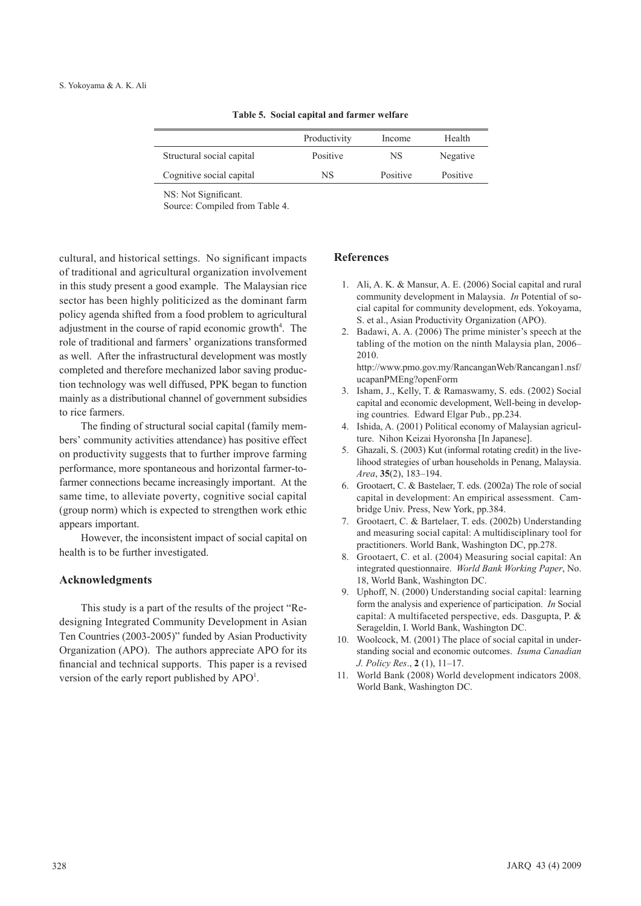**Table 5. Social capital and farmer welfare**

| | Productivity | Income | Health |
|---|---|---|---|
| Structural social capital | Positive | NS | Negative |
| Cognitive social capital | NS | Positive | Positive |

NS: Not Significant.
Source: Compiled from Table 4.

cultural, and historical settings. No significant impacts of traditional and agricultural organization involvement in this study present a good example. The Malaysian rice sector has been highly politicized as the dominant farm policy agenda shifted from a food problem to agricultural adjustment in the course of rapid economic growth[4]. The role of traditional and farmers' organizations transformed as well. After the infrastructural development was mostly completed and therefore mechanized labor saving production technology was well diffused, PPK began to function mainly as a distributional channel of government subsidies to rice farmers.

The finding of structural social capital (family members' community activities attendance) has positive effect on productivity suggests that to further improve farming performance, more spontaneous and horizontal farmer-to-farmer connections became increasingly important. At the same time, to alleviate poverty, cognitive social capital (group norm) which is expected to strengthen work ethic appears important.

However, the inconsistent impact of social capital on health is to be further investigated.

## Acknowledgments

This study is a part of the results of the project "Redesigning Integrated Community Development in Asian Ten Countries (2003-2005)" funded by Asian Productivity Organization (APO). The authors appreciate APO for its financial and technical supports. This paper is a revised version of the early report published by APO[1].

## References

1. Ali, A. K. & Mansur, A. E. (2006) Social capital and rural community development in Malaysia. *In* Potential of social capital for community development, eds. Yokoyama, S. et al., Asian Productivity Organization (APO).
2. Badawi, A. A. (2006) The prime minister's speech at the tabling of the motion on the ninth Malaysia plan, 2006–2010. http://www.pmo.gov.my/RancanganWeb/Rancangan1.nsf/ucapanPMEng?openForm
3. Isham, J., Kelly, T. & Ramaswamy, S. eds. (2002) Social capital and economic development, Well-being in developing countries. Edward Elgar Pub., pp.234.
4. Ishida, A. (2001) Political economy of Malaysian agriculture. Nihon Keizai Hyoronsha [In Japanese].
5. Ghazali, S. (2003) Kut (informal rotating credit) in the livelihood strategies of urban households in Penang, Malaysia. *Area*, **35**(2), 183–194.
6. Grootaert, C. & Bastelaer, T. eds. (2002a) The role of social capital in development: An empirical assessment. Cambridge Univ. Press, New York, pp.384.
7. Grootaert, C. & Bartelaer, T. eds. (2002b) Understanding and measuring social capital: A multidisciplinary tool for practitioners. World Bank, Washington DC, pp.278.
8. Grootaert, C. et al. (2004) Measuring social capital: An integrated questionnaire. *World Bank Working Paper*, No. 18, World Bank, Washington DC.
9. Uphoff, N. (2000) Understanding social capital: learning form the analysis and experience of participation. *In* Social capital: A multifaceted perspective, eds. Dasgupta, P. & Serageldin, I. World Bank, Washington DC.
10. Woolcock, M. (2001) The place of social capital in understanding social and economic outcomes. *Isuma Canadian J. Policy Res*., **2** (1), 11–17.
11. World Bank (2008) World development indicators 2008. World Bank, Washington DC.